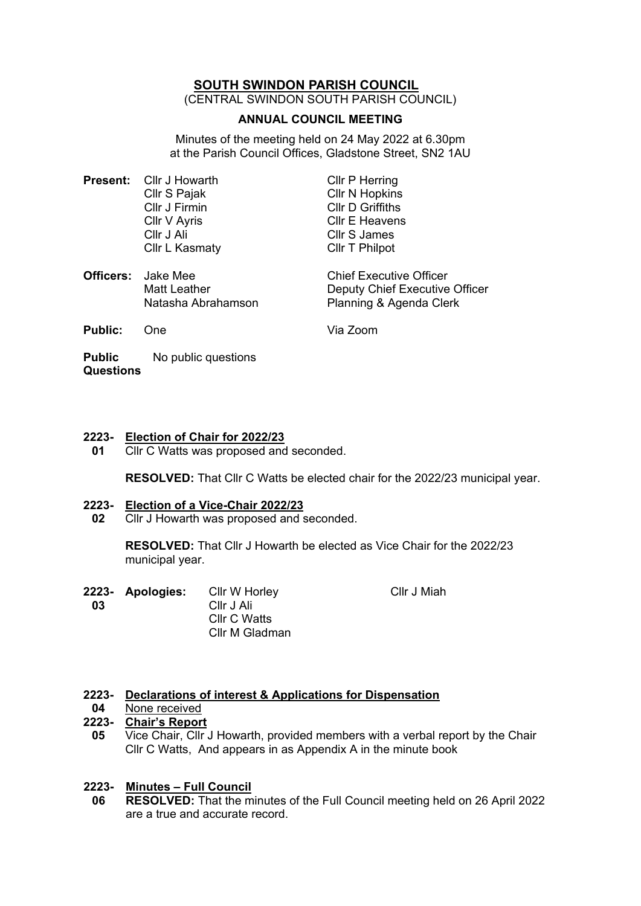# SOUTH SWINDON PARISH COUNCIL

(CENTRAL SWINDON SOUTH PARISH COUNCIL)

## ANNUAL COUNCIL MEETING

Minutes of the meeting held on 24 May 2022 at 6.30pm
at the Parish Council Offices, Gladstone Street, SN2 1AU

| | | |
|---|---|---|
| **Present:** | Cllr J Howarth | Cllr P Herring |
| | Cllr S Pajak | Cllr N Hopkins |
| | Cllr J Firmin | Cllr D Griffiths |
| | Cllr V Ayris | Cllr E Heavens |
| | Cllr J Ali | Cllr S James |
| | Cllr L Kasmaty | Cllr T Philpot |
| **Officers:** | Jake Mee | Chief Executive Officer |
| | Matt Leather | Deputy Chief Executive Officer |
| | Natasha Abrahamson | Planning & Agenda Clerk |
| **Public:** | One | Via Zoom |

**Public Questions** No public questions

**2223-01** **Election of Chair for 2022/23**

Cllr C Watts was proposed and seconded.

**RESOLVED:** That Cllr C Watts be elected chair for the 2022/23 municipal year.

**2223-02** **Election of a Vice-Chair 2022/23**

Cllr J Howarth was proposed and seconded.

**RESOLVED:** That Cllr J Howarth be elected as Vice Chair for the 2022/23 municipal year.

**2223-03** **Apologies:** Cllr W Horley, Cllr J Miah, Cllr J Ali, Cllr C Watts, Cllr M Gladman

**2223-04** **Declarations of interest & Applications for Dispensation**

None received

**2223-05** **Chair's Report**

Vice Chair, Cllr J Howarth, provided members with a verbal report by the Chair Cllr C Watts, And appears in as Appendix A in the minute book

**2223-06** **Minutes – Full Council**

**RESOLVED:** That the minutes of the Full Council meeting held on 26 April 2022 are a true and accurate record.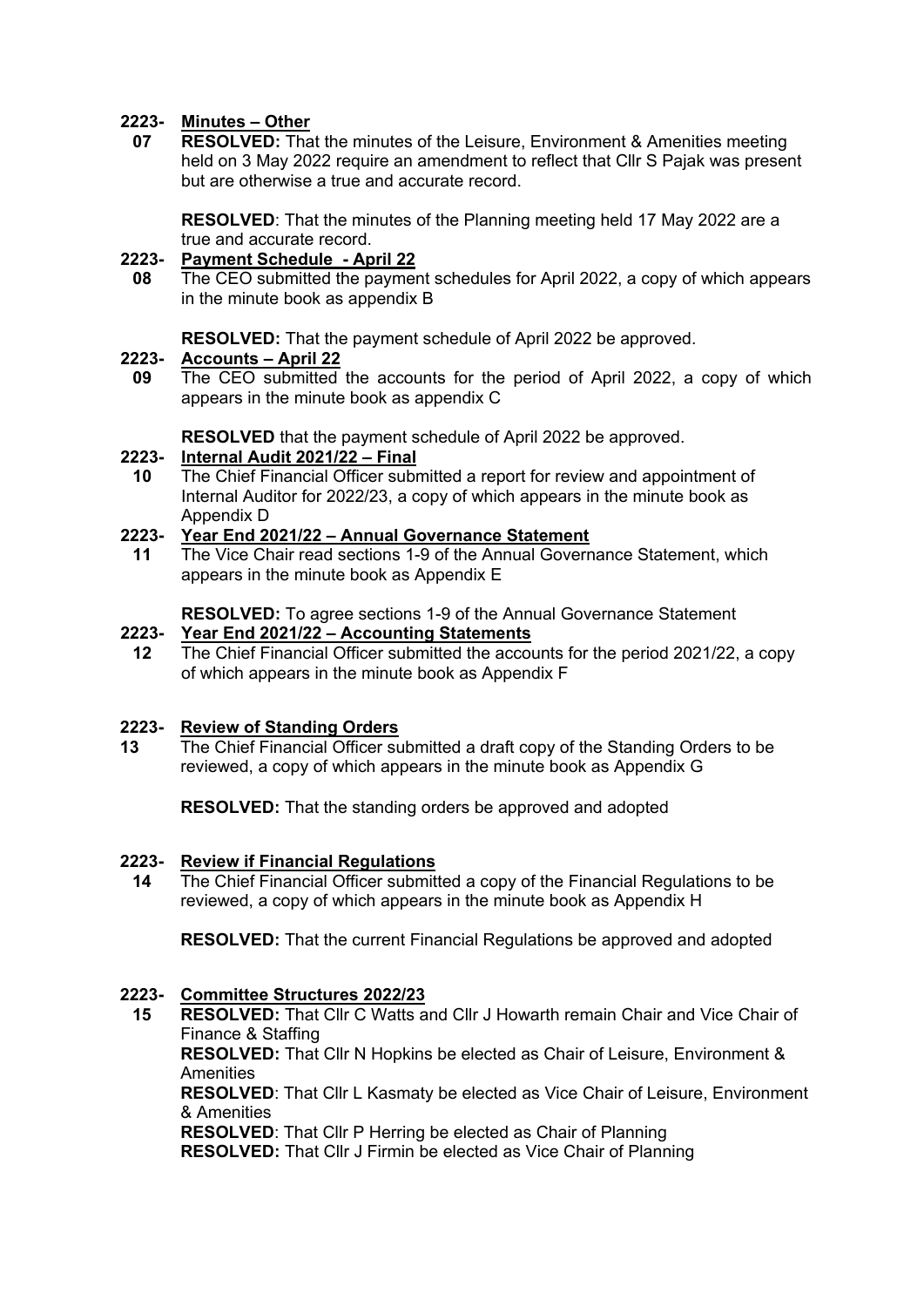**2223-07** **Minutes – Other**

**RESOLVED:** That the minutes of the Leisure, Environment & Amenities meeting held on 3 May 2022 require an amendment to reflect that Cllr S Pajak was present but are otherwise a true and accurate record.

**RESOLVED**: That the minutes of the Planning meeting held 17 May 2022 are a true and accurate record.

**2223-08** **Payment Schedule - April 22**

The CEO submitted the payment schedules for April 2022, a copy of which appears in the minute book as appendix B

**RESOLVED:** That the payment schedule of April 2022 be approved.

**2223-09** **Accounts – April 22**

The CEO submitted the accounts for the period of April 2022, a copy of which appears in the minute book as appendix C

**RESOLVED** that the payment schedule of April 2022 be approved.

**2223-10** **Internal Audit 2021/22 – Final**

The Chief Financial Officer submitted a report for review and appointment of Internal Auditor for 2022/23, a copy of which appears in the minute book as Appendix D

**2223-11** **Year End 2021/22 – Annual Governance Statement**

The Vice Chair read sections 1-9 of the Annual Governance Statement, which appears in the minute book as Appendix E

**RESOLVED:** To agree sections 1-9 of the Annual Governance Statement

**2223-12** **Year End 2021/22 – Accounting Statements**

The Chief Financial Officer submitted the accounts for the period 2021/22, a copy of which appears in the minute book as Appendix F

**2223-13** **Review of Standing Orders**

The Chief Financial Officer submitted a draft copy of the Standing Orders to be reviewed, a copy of which appears in the minute book as Appendix G

**RESOLVED:** That the standing orders be approved and adopted

**2223-14** **Review if Financial Regulations**

The Chief Financial Officer submitted a copy of the Financial Regulations to be reviewed, a copy of which appears in the minute book as Appendix H

**RESOLVED:** That the current Financial Regulations be approved and adopted

**2223-15** **Committee Structures 2022/23**

**RESOLVED:** That Cllr C Watts and Cllr J Howarth remain Chair and Vice Chair of Finance & Staffing
**RESOLVED:** That Cllr N Hopkins be elected as Chair of Leisure, Environment & Amenities
**RESOLVED**: That Cllr L Kasmaty be elected as Vice Chair of Leisure, Environment & Amenities
**RESOLVED**: That Cllr P Herring be elected as Chair of Planning
**RESOLVED:** That Cllr J Firmin be elected as Vice Chair of Planning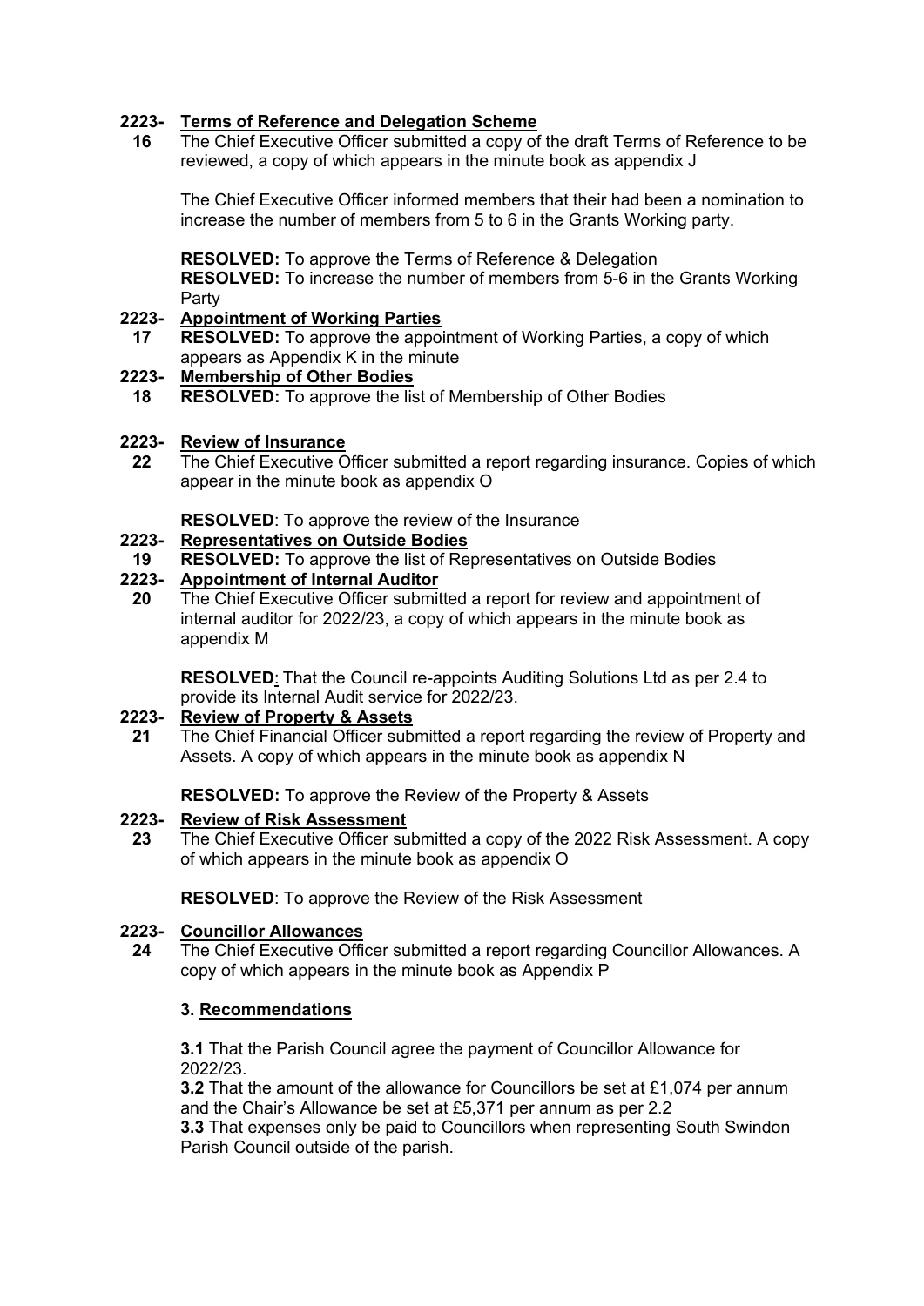**2223-16** **Terms of Reference and Delegation Scheme**

The Chief Executive Officer submitted a copy of the draft Terms of Reference to be reviewed, a copy of which appears in the minute book as appendix J

The Chief Executive Officer informed members that their had been a nomination to increase the number of members from 5 to 6 in the Grants Working party.

**RESOLVED:** To approve the Terms of Reference & Delegation
**RESOLVED:** To increase the number of members from 5-6 in the Grants Working Party

**2223-17** **Appointment of Working Parties**

**RESOLVED:** To approve the appointment of Working Parties, a copy of which appears as Appendix K in the minute

**2223-18** **Membership of Other Bodies**

**RESOLVED:** To approve the list of Membership of Other Bodies

**2223-22** **Review of Insurance**

The Chief Executive Officer submitted a report regarding insurance. Copies of which appear in the minute book as appendix O

**RESOLVED**: To approve the review of the Insurance

**2223-19** **Representatives on Outside Bodies**

**RESOLVED:** To approve the list of Representatives on Outside Bodies

**2223-20** **Appointment of Internal Auditor**

The Chief Executive Officer submitted a report for review and appointment of internal auditor for 2022/23, a copy of which appears in the minute book as appendix M

**RESOLVED**: That the Council re-appoints Auditing Solutions Ltd as per 2.4 to provide its Internal Audit service for 2022/23.

**2223-21** **Review of Property & Assets**

The Chief Financial Officer submitted a report regarding the review of Property and Assets. A copy of which appears in the minute book as appendix N

**RESOLVED:** To approve the Review of the Property & Assets

**2223-23** **Review of Risk Assessment**

The Chief Executive Officer submitted a copy of the 2022 Risk Assessment. A copy of which appears in the minute book as appendix O

**RESOLVED**: To approve the Review of the Risk Assessment

**2223-24** **Councillor Allowances**

The Chief Executive Officer submitted a report regarding Councillor Allowances. A copy of which appears in the minute book as Appendix P

**3. Recommendations**

**3.1** That the Parish Council agree the payment of Councillor Allowance for 2022/23.
**3.2** That the amount of the allowance for Councillors be set at £1,074 per annum and the Chair's Allowance be set at £5,371 per annum as per 2.2
**3.3** That expenses only be paid to Councillors when representing South Swindon Parish Council outside of the parish.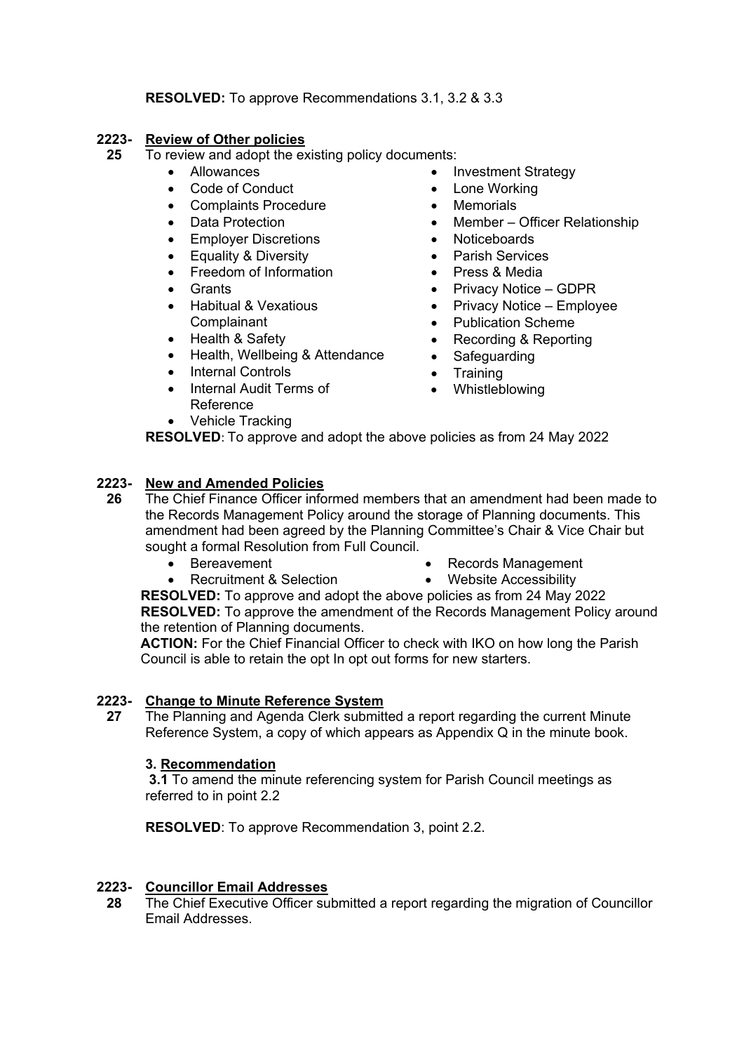**RESOLVED:** To approve Recommendations 3.1, 3.2 & 3.3

**2223-25 Review of Other policies**

To review and adopt the existing policy documents:

- Allowances
- Code of Conduct
- Complaints Procedure
- Data Protection
- Employer Discretions
- Equality & Diversity
- Freedom of Information
- Grants
- Habitual & Vexatious Complainant
- Health & Safety
- Health, Wellbeing & Attendance
- Internal Controls
- Internal Audit Terms of Reference
- Vehicle Tracking
- Investment Strategy
- Lone Working
- Memorials
- Member – Officer Relationship
- Noticeboards
- Parish Services
- Press & Media
- Privacy Notice – GDPR
- Privacy Notice – Employee
- Publication Scheme
- Recording & Reporting
- Safeguarding
- Training
- Whistleblowing

**RESOLVED**: To approve and adopt the above policies as from 24 May 2022

**2223-26 New and Amended Policies**

The Chief Finance Officer informed members that an amendment had been made to the Records Management Policy around the storage of Planning documents. This amendment had been agreed by the Planning Committee's Chair & Vice Chair but sought a formal Resolution from Full Council.

- Bereavement
- Recruitment & Selection
- Records Management
- Website Accessibility

**RESOLVED:** To approve and adopt the above policies as from 24 May 2022
**RESOLVED:** To approve the amendment of the Records Management Policy around the retention of Planning documents.
**ACTION:** For the Chief Financial Officer to check with IKO on how long the Parish Council is able to retain the opt In opt out forms for new starters.

**2223-27 Change to Minute Reference System**

The Planning and Agenda Clerk submitted a report regarding the current Minute Reference System, a copy of which appears as Appendix Q in the minute book.

**3. Recommendation**

**3.1** To amend the minute referencing system for Parish Council meetings as referred to in point 2.2

**RESOLVED**: To approve Recommendation 3, point 2.2.

**2223-28 Councillor Email Addresses**

The Chief Executive Officer submitted a report regarding the migration of Councillor Email Addresses.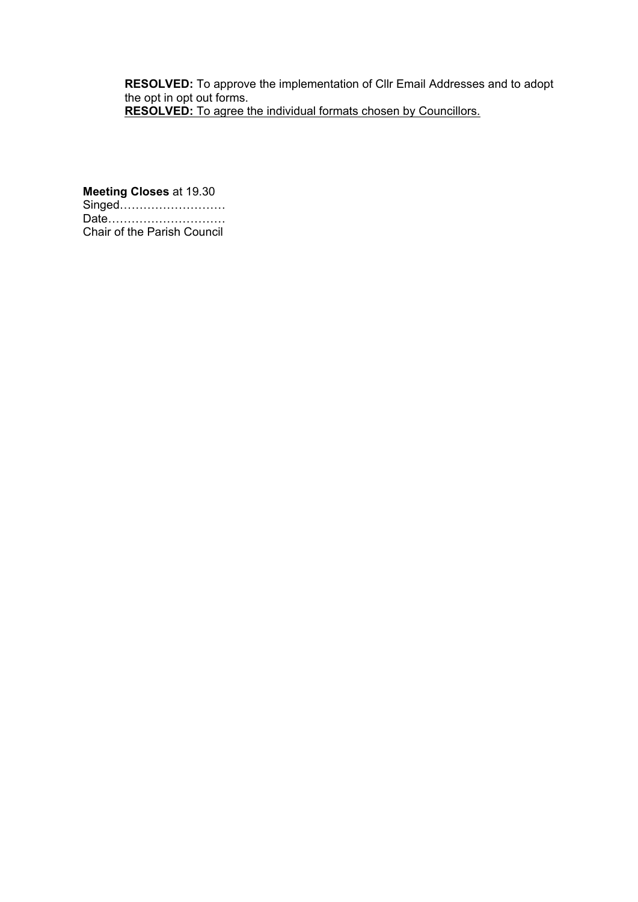**RESOLVED:** To approve the implementation of Cllr Email Addresses and to adopt the opt in opt out forms.
<u>**RESOLVED:** To agree the individual formats chosen by Councillors.</u>

**Meeting Closes** at 19.30
Singed………………………
Date…………………………
Chair of the Parish Council